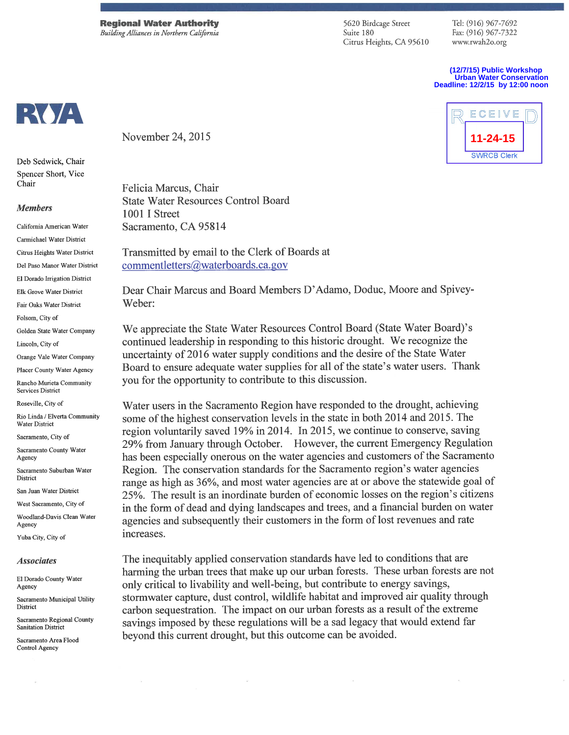**Regional Water Authority**
*Building Alliances in Northern California*

5620 Birdcage Street
Suite 180
Citrus Heights, CA 95610

Tel: (916) 967-7692
Fax: (916) 967-7322
www.rwah2o.org

**(12/7/15) Public Workshop**
**Urban Water Conservation**
**Deadline: 12/2/15 by 12:00 noon**

RECEIVED
11-24-15
SWRCB Clerk

RWA

Deb Sedwick, Chair
Spencer Short, Vice Chair

***Members***

California American Water
Carmichael Water District
Citrus Heights Water District
Del Paso Manor Water District
El Dorado Irrigation District
Elk Grove Water District
Fair Oaks Water District
Folsom, City of
Golden State Water Company
Lincoln, City of
Orange Vale Water Company
Placer County Water Agency
Rancho Murieta Community Services District
Roseville, City of
Rio Linda / Elverta Community Water District
Sacramento, City of
Sacramento County Water Agency
Sacramento Suburban Water District
San Juan Water District
West Sacramento, City of
Woodland-Davis Clean Water Agency
Yuba City, City of

***Associates***

El Dorado County Water Agency
Sacramento Municipal Utility District
Sacramento Regional County Sanitation District
Sacramento Area Flood Control Agency

November 24, 2015

Felicia Marcus, Chair
State Water Resources Control Board
1001 I Street
Sacramento, CA 95814

Transmitted by email to the Clerk of Boards at
commentletters@waterboards.ca.gov

Dear Chair Marcus and Board Members D'Adamo, Doduc, Moore and Spivey-Weber:

We appreciate the State Water Resources Control Board (State Water Board)'s continued leadership in responding to this historic drought. We recognize the uncertainty of 2016 water supply conditions and the desire of the State Water Board to ensure adequate water supplies for all of the state's water users. Thank you for the opportunity to contribute to this discussion.

Water users in the Sacramento Region have responded to the drought, achieving some of the highest conservation levels in the state in both 2014 and 2015. The region voluntarily saved 19% in 2014. In 2015, we continue to conserve, saving 29% from January through October. However, the current Emergency Regulation has been especially onerous on the water agencies and customers of the Sacramento Region. The conservation standards for the Sacramento region's water agencies range as high as 36%, and most water agencies are at or above the statewide goal of 25%. The result is an inordinate burden of economic losses on the region's citizens in the form of dead and dying landscapes and trees, and a financial burden on water agencies and subsequently their customers in the form of lost revenues and rate increases.

The inequitably applied conservation standards have led to conditions that are harming the urban trees that make up our urban forests. These urban forests are not only critical to livability and well-being, but contribute to energy savings, stormwater capture, dust control, wildlife habitat and improved air quality through carbon sequestration. The impact on our urban forests as a result of the extreme savings imposed by these regulations will be a sad legacy that would extend far beyond this current drought, but this outcome can be avoided.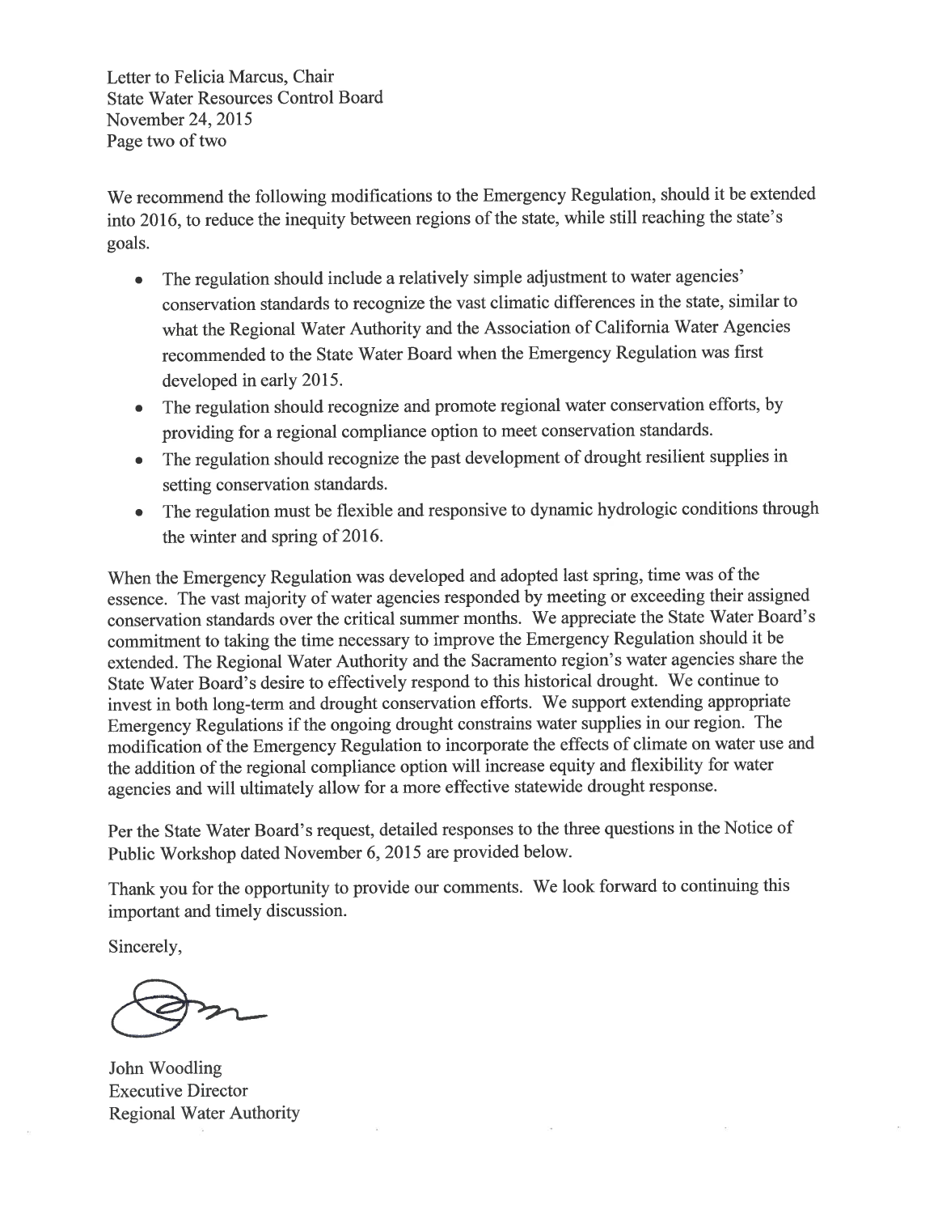We recommend the following modifications to the Emergency Regulation, should it be extended into 2016, to reduce the inequity between regions of the state, while still reaching the state's goals.

- The regulation should include a relatively simple adjustment to water agencies' conservation standards to recognize the vast climatic differences in the state, similar to what the Regional Water Authority and the Association of California Water Agencies recommended to the State Water Board when the Emergency Regulation was first developed in early 2015.
- The regulation should recognize and promote regional water conservation efforts, by providing for a regional compliance option to meet conservation standards.
- The regulation should recognize the past development of drought resilient supplies in setting conservation standards.
- The regulation must be flexible and responsive to dynamic hydrologic conditions through the winter and spring of 2016.

When the Emergency Regulation was developed and adopted last spring, time was of the essence. The vast majority of water agencies responded by meeting or exceeding their assigned conservation standards over the critical summer months. We appreciate the State Water Board's commitment to taking the time necessary to improve the Emergency Regulation should it be extended. The Regional Water Authority and the Sacramento region's water agencies share the State Water Board's desire to effectively respond to this historical drought. We continue to invest in both long-term and drought conservation efforts. We support extending appropriate Emergency Regulations if the ongoing drought constrains water supplies in our region. The modification of the Emergency Regulation to incorporate the effects of climate on water use and the addition of the regional compliance option will increase equity and flexibility for water agencies and will ultimately allow for a more effective statewide drought response.

Per the State Water Board's request, detailed responses to the three questions in the Notice of Public Workshop dated November 6, 2015 are provided below.

Thank you for the opportunity to provide our comments. We look forward to continuing this important and timely discussion.

Sincerely,

John Woodling
Executive Director
Regional Water Authority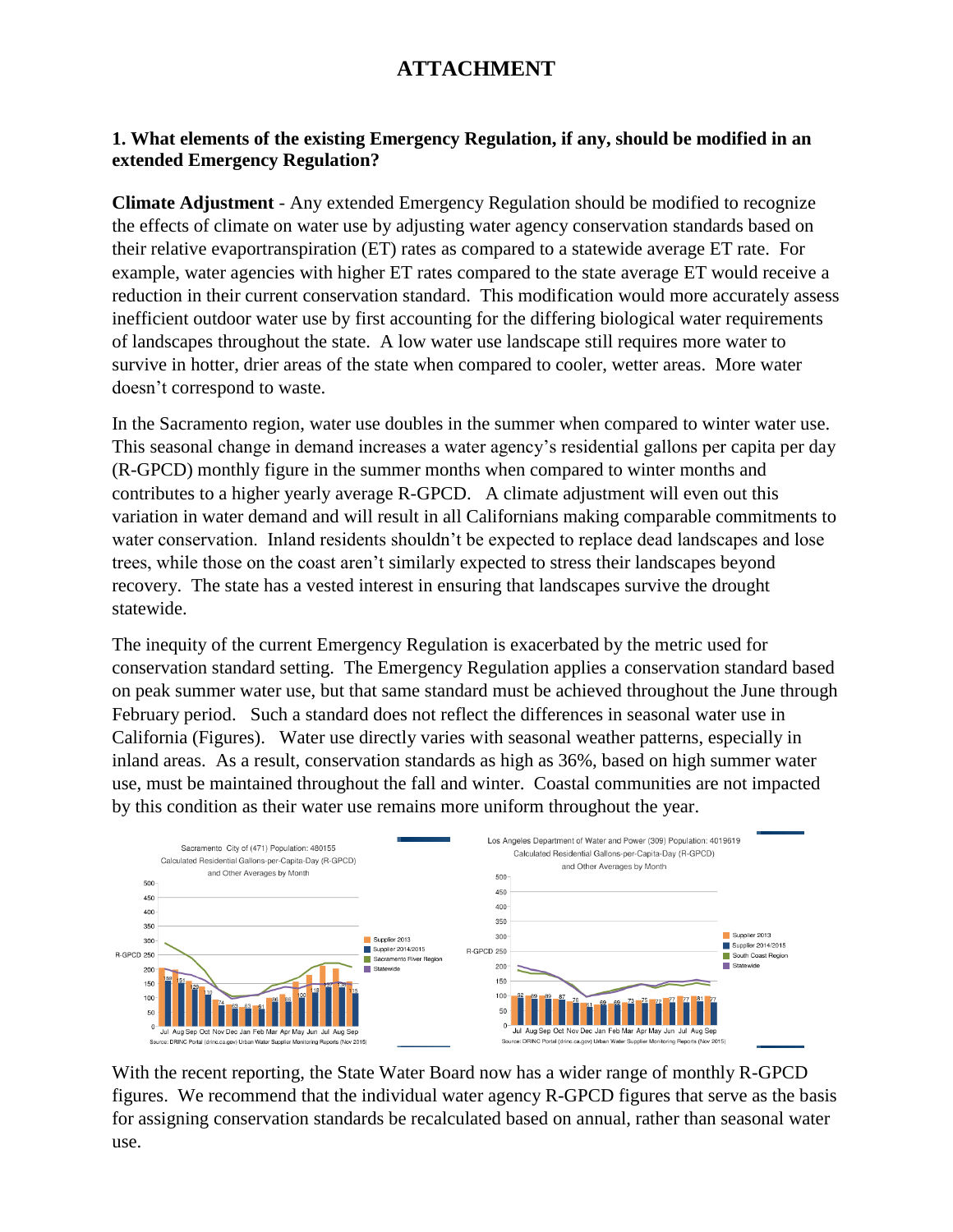# ATTACHMENT

## 1. What elements of the existing Emergency Regulation, if any, should be modified in an extended Emergency Regulation?

**Climate Adjustment** - Any extended Emergency Regulation should be modified to recognize the effects of climate on water use by adjusting water agency conservation standards based on their relative evaportranspiration (ET) rates as compared to a statewide average ET rate. For example, water agencies with higher ET rates compared to the state average ET would receive a reduction in their current conservation standard. This modification would more accurately assess inefficient outdoor water use by first accounting for the differing biological water requirements of landscapes throughout the state. A low water use landscape still requires more water to survive in hotter, drier areas of the state when compared to cooler, wetter areas. More water doesn't correspond to waste.

In the Sacramento region, water use doubles in the summer when compared to winter water use. This seasonal change in demand increases a water agency's residential gallons per capita per day (R-GPCD) monthly figure in the summer months when compared to winter months and contributes to a higher yearly average R-GPCD. A climate adjustment will even out this variation in water demand and will result in all Californians making comparable commitments to water conservation. Inland residents shouldn't be expected to replace dead landscapes and lose trees, while those on the coast aren't similarly expected to stress their landscapes beyond recovery. The state has a vested interest in ensuring that landscapes survive the drought statewide.

The inequity of the current Emergency Regulation is exacerbated by the metric used for conservation standard setting. The Emergency Regulation applies a conservation standard based on peak summer water use, but that same standard must be achieved throughout the June through February period. Such a standard does not reflect the differences in seasonal water use in California (Figures). Water use directly varies with seasonal weather patterns, especially in inland areas. As a result, conservation standards as high as 36%, based on high summer water use, must be maintained throughout the fall and winter. Coastal communities are not impacted by this condition as their water use remains more uniform throughout the year.

Sacramento City of (471) Population: 480155
Calculated Residential Gallons-per-Capita-Day (R-GPCD) and Other Averages by Month
Source: DRINC Portal (drinc.ca.gov) Urban Water Supplier Monitoring Reports (Nov 2015)

Los Angeles Department of Water and Power (309) Population: 4019619
Calculated Residential Gallons-per-Capita-Day (R-GPCD) and Other Averages by Month
Source: DRINC Portal (drinc.ca.gov) Urban Water Supplier Monitoring Reports (Nov 2015)

With the recent reporting, the State Water Board now has a wider range of monthly R-GPCD figures. We recommend that the individual water agency R-GPCD figures that serve as the basis for assigning conservation standards be recalculated based on annual, rather than seasonal water use.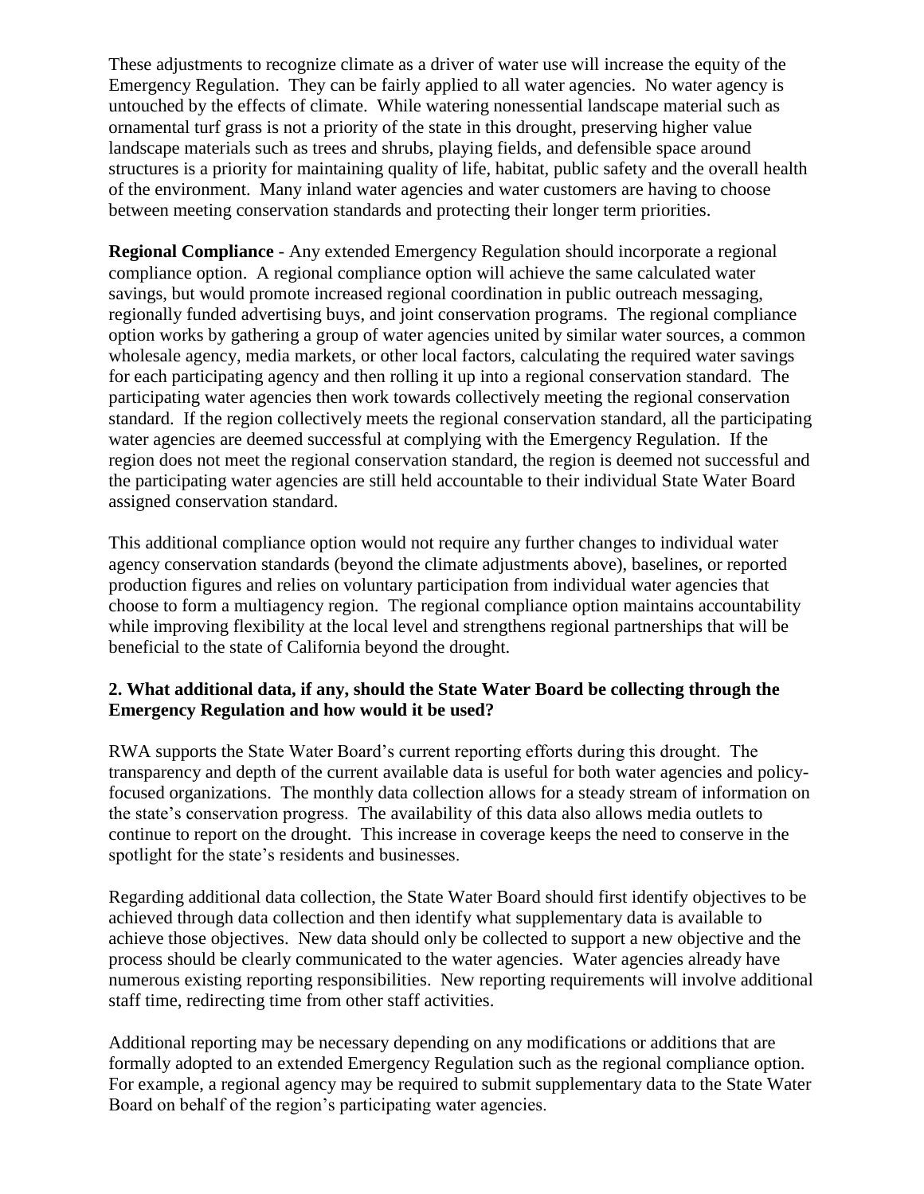These adjustments to recognize climate as a driver of water use will increase the equity of the Emergency Regulation. They can be fairly applied to all water agencies. No water agency is untouched by the effects of climate. While watering nonessential landscape material such as ornamental turf grass is not a priority of the state in this drought, preserving higher value landscape materials such as trees and shrubs, playing fields, and defensible space around structures is a priority for maintaining quality of life, habitat, public safety and the overall health of the environment. Many inland water agencies and water customers are having to choose between meeting conservation standards and protecting their longer term priorities.

**Regional Compliance** - Any extended Emergency Regulation should incorporate a regional compliance option. A regional compliance option will achieve the same calculated water savings, but would promote increased regional coordination in public outreach messaging, regionally funded advertising buys, and joint conservation programs. The regional compliance option works by gathering a group of water agencies united by similar water sources, a common wholesale agency, media markets, or other local factors, calculating the required water savings for each participating agency and then rolling it up into a regional conservation standard. The participating water agencies then work towards collectively meeting the regional conservation standard. If the region collectively meets the regional conservation standard, all the participating water agencies are deemed successful at complying with the Emergency Regulation. If the region does not meet the regional conservation standard, the region is deemed not successful and the participating water agencies are still held accountable to their individual State Water Board assigned conservation standard.

This additional compliance option would not require any further changes to individual water agency conservation standards (beyond the climate adjustments above), baselines, or reported production figures and relies on voluntary participation from individual water agencies that choose to form a multiagency region. The regional compliance option maintains accountability while improving flexibility at the local level and strengthens regional partnerships that will be beneficial to the state of California beyond the drought.

**2. What additional data, if any, should the State Water Board be collecting through the Emergency Regulation and how would it be used?**

RWA supports the State Water Board's current reporting efforts during this drought. The transparency and depth of the current available data is useful for both water agencies and policy-focused organizations. The monthly data collection allows for a steady stream of information on the state's conservation progress. The availability of this data also allows media outlets to continue to report on the drought. This increase in coverage keeps the need to conserve in the spotlight for the state's residents and businesses.

Regarding additional data collection, the State Water Board should first identify objectives to be achieved through data collection and then identify what supplementary data is available to achieve those objectives. New data should only be collected to support a new objective and the process should be clearly communicated to the water agencies. Water agencies already have numerous existing reporting responsibilities. New reporting requirements will involve additional staff time, redirecting time from other staff activities.

Additional reporting may be necessary depending on any modifications or additions that are formally adopted to an extended Emergency Regulation such as the regional compliance option. For example, a regional agency may be required to submit supplementary data to the State Water Board on behalf of the region's participating water agencies.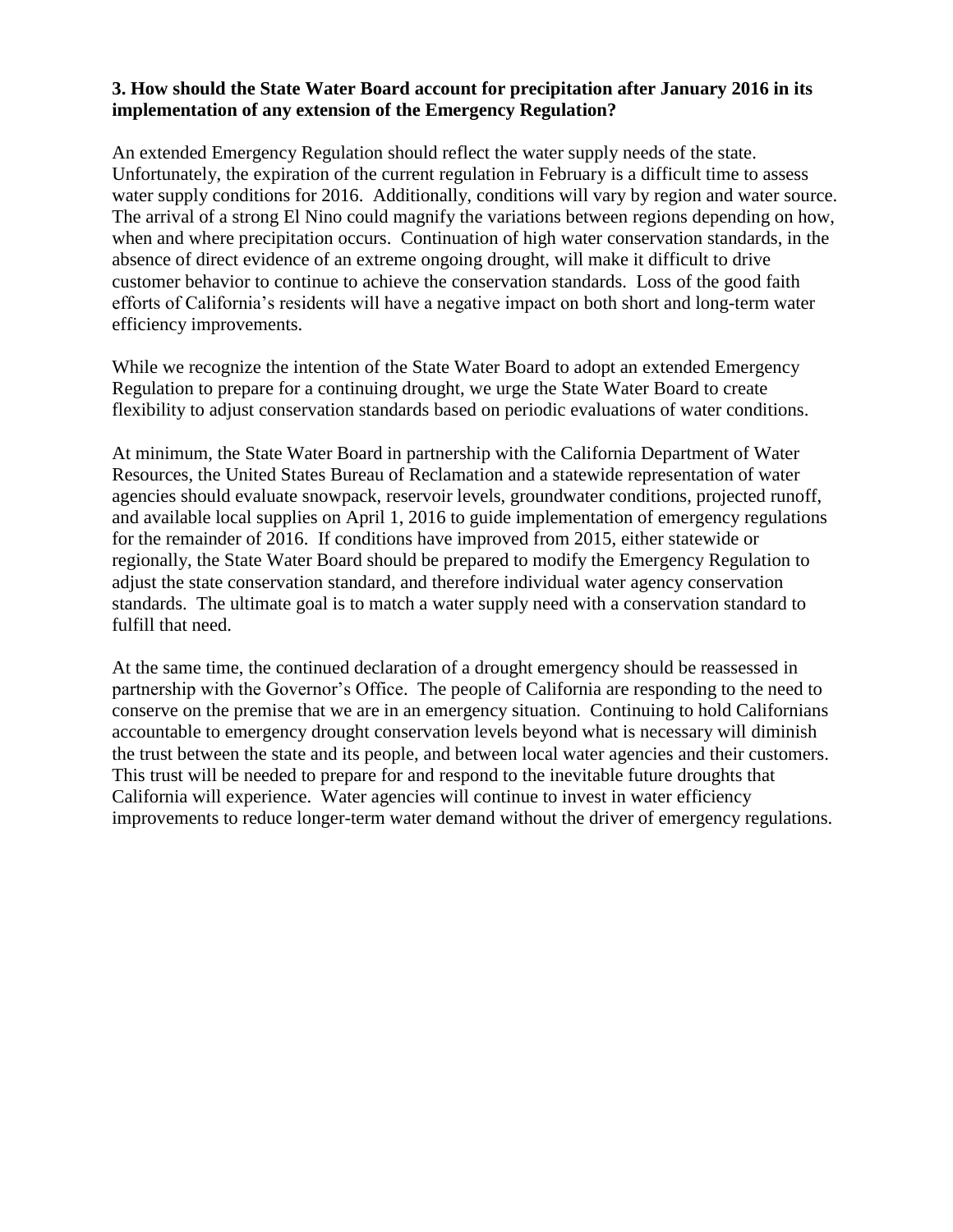**3. How should the State Water Board account for precipitation after January 2016 in its implementation of any extension of the Emergency Regulation?**

An extended Emergency Regulation should reflect the water supply needs of the state. Unfortunately, the expiration of the current regulation in February is a difficult time to assess water supply conditions for 2016. Additionally, conditions will vary by region and water source. The arrival of a strong El Nino could magnify the variations between regions depending on how, when and where precipitation occurs. Continuation of high water conservation standards, in the absence of direct evidence of an extreme ongoing drought, will make it difficult to drive customer behavior to continue to achieve the conservation standards. Loss of the good faith efforts of California's residents will have a negative impact on both short and long-term water efficiency improvements.

While we recognize the intention of the State Water Board to adopt an extended Emergency Regulation to prepare for a continuing drought, we urge the State Water Board to create flexibility to adjust conservation standards based on periodic evaluations of water conditions.

At minimum, the State Water Board in partnership with the California Department of Water Resources, the United States Bureau of Reclamation and a statewide representation of water agencies should evaluate snowpack, reservoir levels, groundwater conditions, projected runoff, and available local supplies on April 1, 2016 to guide implementation of emergency regulations for the remainder of 2016. If conditions have improved from 2015, either statewide or regionally, the State Water Board should be prepared to modify the Emergency Regulation to adjust the state conservation standard, and therefore individual water agency conservation standards. The ultimate goal is to match a water supply need with a conservation standard to fulfill that need.

At the same time, the continued declaration of a drought emergency should be reassessed in partnership with the Governor's Office. The people of California are responding to the need to conserve on the premise that we are in an emergency situation. Continuing to hold Californians accountable to emergency drought conservation levels beyond what is necessary will diminish the trust between the state and its people, and between local water agencies and their customers. This trust will be needed to prepare for and respond to the inevitable future droughts that California will experience. Water agencies will continue to invest in water efficiency improvements to reduce longer-term water demand without the driver of emergency regulations.